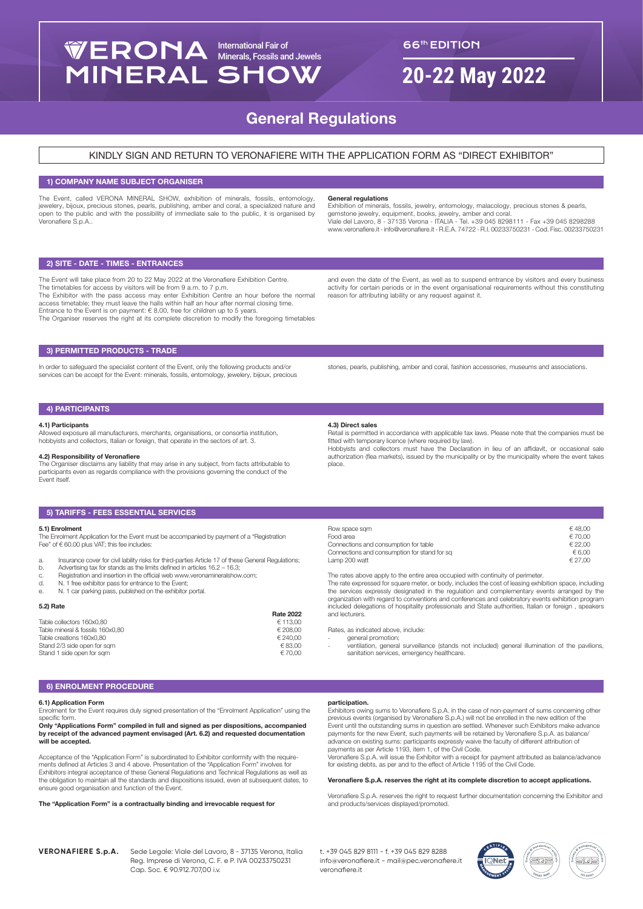# VERONA MINERAL SHOW

International Fair of Minerals, Fossils and Jewels

66th EDITION

## 20-22 May 2022

# General Regulations

KINDLY SIGN AND RETURN TO VERONAFIERE WITH THE APPLICATION FORM AS "DIRECT EXHIBITOR"

## 1) COMPANY NAME SUBJECT ORGANISER

The Event, called VERONA MINERAL SHOW, exhibition of minerals, fossils, entomology, jewelery, bijoux, precious stones, pearls, publishing, amber and coral, a specialized nature and open to the public and with the possibility of immediate sale to the public, it is organised by Veronafiere S.p.A..

**General regulations**
Exhibition of minerals, fossils, jewelry, entomology, malacology, precious stones & pearls, gemstone jewelry, equipment, books, jewelry, amber and coral.
Viale del Lavoro, 8 - 37135 Verona - ITALIA - Tel. +39 045 8298111 - Fax +39 045 8298288
www.veronafiere.it - info@veronafiere.it - R.E.A. 74722 - R.I. 00233750231 - Cod. Fisc. 00233750231

## 2) SITE - DATE - TIMES - ENTRANCES

The Event will take place from 20 to 22 May 2022 at the Veronafiere Exhibition Centre.
The timetables for access by visitors will be from 9 a.m. to 7 p.m.
The Exhibitor with the pass access may enter Exhibition Centre an hour before the normal access timetable; they must leave the halls within half an hour after normal closing time.
Entrance to the Event is on payment: € 8,00, free for children up to 5 years.
The Organiser reserves the right at its complete discretion to modify the foregoing timetables and even the date of the Event, as well as to suspend entrance by visitors and every business activity for certain periods or in the event organisational requirements without this constituting reason for attributing liability or any request against it.

## 3) PERMITTED PRODUCTS - TRADE

In order to safeguard the specialist content of the Event, only the following products and/or services can be accept for the Event: minerals, fossils, entomology, jewelery, bijoux, precious stones, pearls, publishing, amber and coral, fashion accessories, museums and associations.

## 4) PARTICIPANTS

### 4.1) Participants

Allowed exposure all manufacturers, merchants, organisations, or consortia institution, hobbyists and collectors, Italian or foreign, that operate in the sectors of art. 3.

### 4.2) Responsibility of Veronafiere

The Organiser disclaims any liability that may arise in any subject, from facts attributable to participants even as regards compliance with the provisions governing the conduct of the Event itself.

### 4.3) Direct sales

Retail is permitted in accordance with applicable tax laws. Please note that the companies must be fitted with temporary licence (where required by law).
Hobbyists and collectors must have the Declaration in lieu of an affidavit, or occasional sale authorization (flea markets), issued by the municipality or by the municipality where the event takes place.

## 5) TARIFFS - FEES ESSENTIAL SERVICES

### 5.1) Enrolment

The Enrolment Application for the Event must be accompanied by payment of a "Registration Fee" of € 60.00 plus VAT; this fee includes:

a. Insurance cover for civil liability risks for third-parties Article 17 of these General Regulations;
b. Advertising tax for stands as the limits defined in articles 16.2 – 16.3;
c. Registration and insertion in the official web www.veronamineralshow.com;
d. N. 1 free exhibitor pass for entrance to the Event;
e. N. 1 car parking pass, published on the exhibitor portal.

### 5.2) Rate

| | Rate 2022 |
|---|---|
| Table collectors 160x0,80 | € 113,00 |
| Table mineral & fossils 160x0,80 | € 208,00 |
| Table creations 160x0,80 | € 240,00 |
| Stand 2/3 side open for sqm | € 83,00 |
| Stand 1 side open for sqm | € 70,00 |
| Row space sqm | € 48,00 |
| Food area | € 70,00 |
| Connections and consumption for table | € 22,00 |
| Connections and consumption for stand for sq | € 6,00 |
| Lamp 200 watt | € 27,00 |

The rates above apply to the entire area occupied with continuity of perimeter.
The rate expressed for square meter, or body, includes the cost of leasing exhibition space, including the services expressly designated in the regulation and complementary events arranged by the organization with regard to conventions and conferences and celebratory events exhibition program included delegations of hospitality professionals and State authorities, Italian or foreign , speakers and lecturers.

Rates, as indicated above, include:

- general promotion;
- ventilation, general surveillance (stands not included) general illumination of the pavilions, sanitation services, emergency healthcare.

## 6) ENROLMENT PROCEDURE

### 6.1) Application Form

Enrolment for the Event requires duly signed presentation of the "Enrolment Application" using the specific form.

**Only "Applications Form" compiled in full and signed as per dispositions, accompanied by receipt of the advanced payment envisaged (Art. 6.2) and requested documentation will be accepted.**

Acceptance of the "Application Form" is subordinated to Exhibitor conformity with the requirements defined at Articles 3 and 4 above. Presentation of the "Application Form" involves for Exhibitors integral acceptance of these General Regulations and Technical Regulations as well as the obligation to maintain all the standards and dispositions issued, even at subsequent dates, to ensure good organisation and function of the Event.

**The "Application Form" is a contractually binding and irrevocable request for participation.**

Exhibitors owing sums to Veronafiere S.p.A. in the case of non-payment of sums concerning other previous events (organised by Veronafiere S.p.A.) will not be enrolled in the new edition of the Event until the outstanding sums in question are settled. Whenever such Exhibitors make advance payments for the new Event, such payments will be retained by Veronafiere S.p.A. as balance/advance on existing sums: participants expressly waive the faculty of different attribution of payments as per Article 1193, item 1, of the Civil Code.
Veronafiere S.p.A. will issue the Exhibitor with a receipt for payment attributed as balance/advance for existing debts, as per and to the effect of Article 1195 of the Civil Code.

**Veronafiere S.p.A. reserves the right at its complete discretion to accept applications.**

Veronafiere S.p.A. reserves the right to request further documentation concerning the Exhibitor and and products/services displayed/promoted.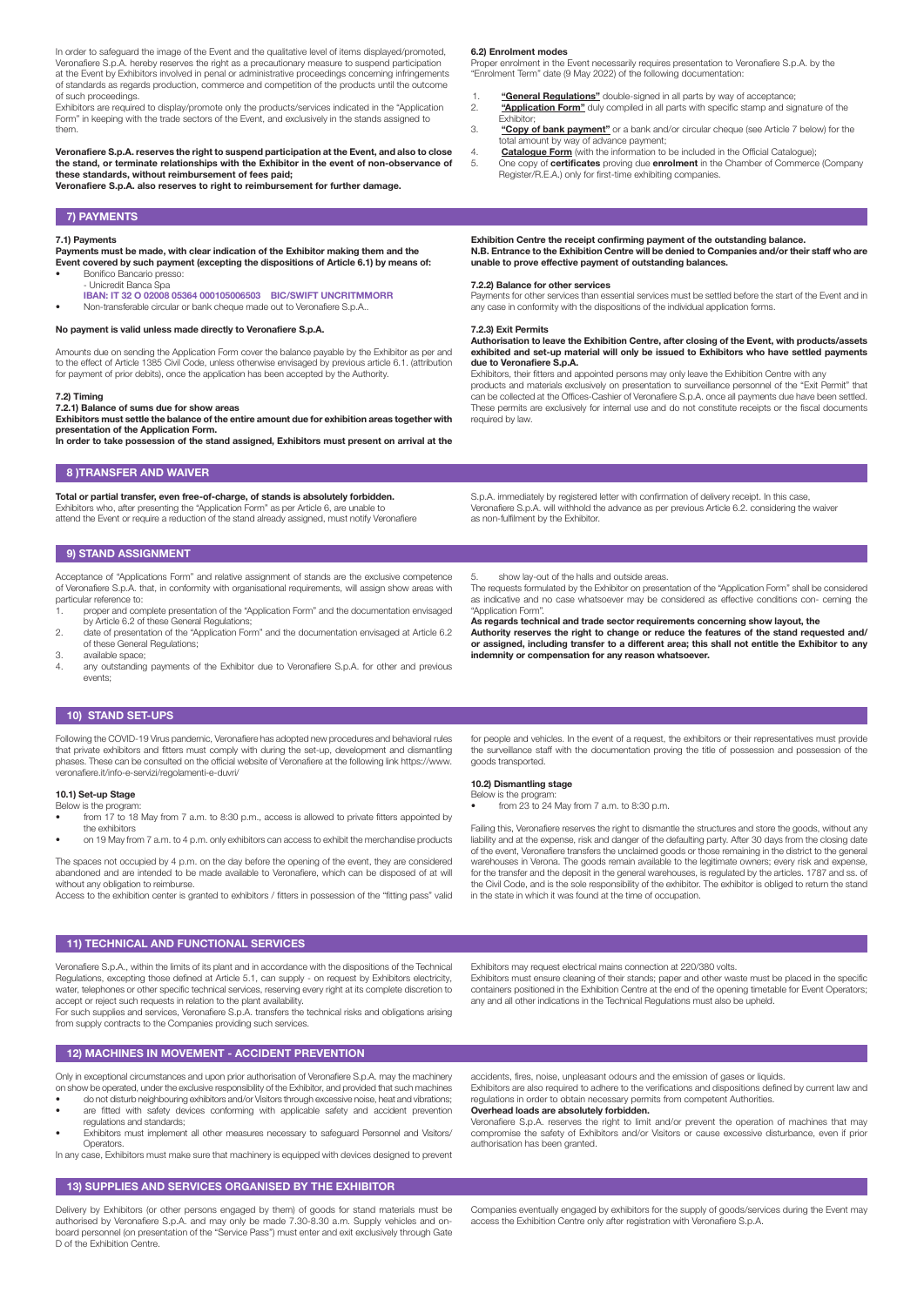In order to safeguard the image of the Event and the qualitative level of items displayed/promoted, Veronafiere S.p.A. hereby reserves the right as a precautionary measure to suspend participation at the Event by Exhibitors involved in penal or administrative proceedings concerning infringements of standards as regards production, commerce and competition of the products until the outcome of such proceedings.

Exhibitors are required to display/promote only the products/services indicated in the "Application Form" in keeping with the trade sectors of the Event, and exclusively in the stands assigned to them.

**Veronafiere S.p.A. reserves the right to suspend participation at the Event, and also to close the stand, or terminate relationships with the Exhibitor in the event of non-observance of these standards, without reimbursement of fees paid;**
**Veronafiere S.p.A. also reserves to right to reimbursement for further damage.**

**6.2) Enrolment modes**

Proper enrolment in the Event necessarily requires presentation to Veronafiere S.p.A. by the "Enrolment Term" date (9 May 2022) of the following documentation:

1. **"General Regulations"** double-signed in all parts by way of acceptance;
2. **"Application Form"** duly compiled in all parts with specific stamp and signature of the Exhibitor;
3. **"Copy of bank payment"** or a bank and/or circular cheque (see Article 7 below) for the total amount by way of advance payment;
4. **Catalogue Form** (with the information to be included in the Official Catalogue);
5. One copy of **certificates** proving due **enrolment** in the Chamber of Commerce (Company Register/R.E.A.) only for first-time exhibiting companies.

## 7) PAYMENTS

**7.1) Payments**

**Payments must be made, with clear indication of the Exhibitor making them and the Event covered by such payment (excepting the dispositions of Article 6.1) by means of:**

- Bonifico Bancario presso:
  - Unicredit Banca Spa
  
  **IBAN: IT 32 O 02008 05364 000105006503 BIC/SWIFT UNCRITMMORR**
- Non-transferable circular or bank cheque made out to Veronafiere S.p.A..

**No payment is valid unless made directly to Veronafiere S.p.A.**

Amounts due on sending the Application Form cover the balance payable by the Exhibitor as per and to the effect of Article 1385 Civil Code, unless otherwise envisaged by previous article 6.1. (attribution for payment of prior debits), once the application has been accepted by the Authority.

**7.2) Timing**

**7.2.1) Balance of sums due for show areas**

**Exhibitors must settle the balance of the entire amount due for exhibition areas together with presentation of the Application Form.**

**In order to take possession of the stand assigned, Exhibitors must present on arrival at the Exhibition Centre the receipt confirming payment of the outstanding balance.**

**N.B. Entrance to the Exhibition Centre will be denied to Companies and/or their staff who are unable to prove effective payment of outstanding balances.**

**7.2.2) Balance for other services**

Payments for other services than essential services must be settled before the start of the Event and in any case in conformity with the dispositions of the individual application forms.

**7.2.3) Exit Permits**

**Authorisation to leave the Exhibition Centre, after closing of the Event, with products/assets exhibited and set-up material will only be issued to Exhibitors who have settled payments due to Veronafiere S.p.A.**

Exhibitors, their fitters and appointed persons may only leave the Exhibition Centre with any products and materials exclusively on presentation to surveillance personnel of the "Exit Permit" that can be collected at the Offices-Cashier of Veronafiere S.p.A. once all payments due have been settled. These permits are exclusively for internal use and do not constitute receipts or the fiscal documents required by law.

## 8 )TRANSFER AND WAIVER

**Total or partial transfer, even free-of-charge, of stands is absolutely forbidden.**

Exhibitors who, after presenting the "Application Form" as per Article 6, are unable to attend the Event or require a reduction of the stand already assigned, must notify Veronafiere S.p.A. immediately by registered letter with confirmation of delivery receipt. In this case, Veronafiere S.p.A. will withhold the advance as per previous Article 6.2. considering the waiver as non-fulfilment by the Exhibitor.

## 9) STAND ASSIGNMENT

Acceptance of "Applications Form" and relative assignment of stands are the exclusive competence of Veronafiere S.p.A. that, in conformity with organisational requirements, will assign show areas with particular reference to:

1. proper and complete presentation of the "Application Form" and the documentation envisaged by Article 6.2 of these General Regulations;
2. date of presentation of the "Application Form" and the documentation envisaged at Article 6.2 of these General Regulations;
3. available space;
4. any outstanding payments of the Exhibitor due to Veronafiere S.p.A. for other and previous events;
5. show lay-out of the halls and outside areas.

The requests formulated by the Exhibitor on presentation of the "Application Form" shall be considered as indicative and no case whatsoever may be considered as effective conditions con- cerning the "Application Form".

**As regards technical and trade sector requirements concerning show layout, the Authority reserves the right to change or reduce the features of the stand requested and/ or assigned, including transfer to a different area; this shall not entitle the Exhibitor to any indemnity or compensation for any reason whatsoever.**

## 10) STAND SET-UPS

Following the COVID-19 Virus pandemic, Veronafiere has adopted new procedures and behavioral rules that private exhibitors and fitters must comply with during the set-up, development and dismantling phases. These can be consulted on the official website of Veronafiere at the following link https://www.veronafiere.it/info-e-servizi/regolamenti-e-duvri/

**10.1) Set-up Stage**

Below is the program:

- from 17 to 18 May from 7 a.m. to 8:30 p.m., access is allowed to private fitters appointed by the exhibitors
- on 19 May from 7 a.m. to 4 p.m. only exhibitors can access to exhibit the merchandise products

The spaces not occupied by 4 p.m. on the day before the opening of the event, they are considered abandoned and are intended to be made available to Veronafiere, which can be disposed of at will without any obligation to reimburse.

Access to the exhibition center is granted to exhibitors / fitters in possession of the "fitting pass" valid for people and vehicles. In the event of a request, the exhibitors or their representatives must provide the surveillance staff with the documentation proving the title of possession and possession of the goods transported.

**10.2) Dismantling stage**

Below is the program:

- from 23 to 24 May from 7 a.m. to 8:30 p.m.

Failing this, Veronafiere reserves the right to dismantle the structures and store the goods, without any liability and at the expense, risk and danger of the defaulting party. After 30 days from the closing date of the event, Veronafiere transfers the unclaimed goods or those remaining in the district to the general warehouses in Verona. The goods remain available to the legitimate owners; every risk and expense, for the transfer and the deposit in the general warehouses, is regulated by the articles. 1787 and ss. of the Civil Code, and is the sole responsibility of the exhibitor. The exhibitor is obliged to return the stand in the state in which it was found at the time of occupation.

## 11) TECHNICAL AND FUNCTIONAL SERVICES

Veronafiere S.p.A., within the limits of its plant and in accordance with the dispositions of the Technical Regulations, excepting those defined at Article 5.1, can supply - on request by Exhibitors electricity, water, telephones or other specific technical services, reserving every right at its complete discretion to accept or reject such requests in relation to the plant availability.

For such supplies and services, Veronafiere S.p.A. transfers the technical risks and obligations arising from supply contracts to the Companies providing such services.

Exhibitors may request electrical mains connection at 220/380 volts.

Exhibitors must ensure cleaning of their stands; paper and other waste must be placed in the specific containers positioned in the Exhibition Centre at the end of the opening timetable for Event Operators; any and all other indications in the Technical Regulations must also be upheld.

## 12) MACHINES IN MOVEMENT - ACCIDENT PREVENTION

Only in exceptional circumstances and upon prior authorisation of Veronafiere S.p.A. may the machinery on show be operated, under the exclusive responsibility of the Exhibitor, and provided that such machines

- do not disturb neighbouring exhibitors and/or Visitors through excessive noise, heat and vibrations;
- are fitted with safety devices conforming with applicable safety and accident prevention regulations and standards;
- Exhibitors must implement all other measures necessary to safeguard Personnel and Visitors/ Operators.

In any case, Exhibitors must make sure that machinery is equipped with devices designed to prevent accidents, fires, noise, unpleasant odours and the emission of gases or liquids.

Exhibitors are also required to adhere to the verifications and dispositions defined by current law and regulations in order to obtain necessary permits from competent Authorities.

**Overhead loads are absolutely forbidden.**

Veronafiere S.p.A. reserves the right to limit and/or prevent the operation of machines that may compromise the safety of Exhibitors and/or Visitors or cause excessive disturbance, even if prior authorisation has been granted.

## 13) SUPPLIES AND SERVICES ORGANISED BY THE EXHIBITOR

Delivery by Exhibitors (or other persons engaged by them) of goods for stand materials must be authorised by Veronafiere S.p.A. and may only be made 7.30-8.30 a.m. Supply vehicles and on-board personnel (on presentation of the "Service Pass") must enter and exit exclusively through Gate D of the Exhibition Centre.

Companies eventually engaged by exhibitors for the supply of goods/services during the Event may access the Exhibition Centre only after registration with Veronafiere S.p.A.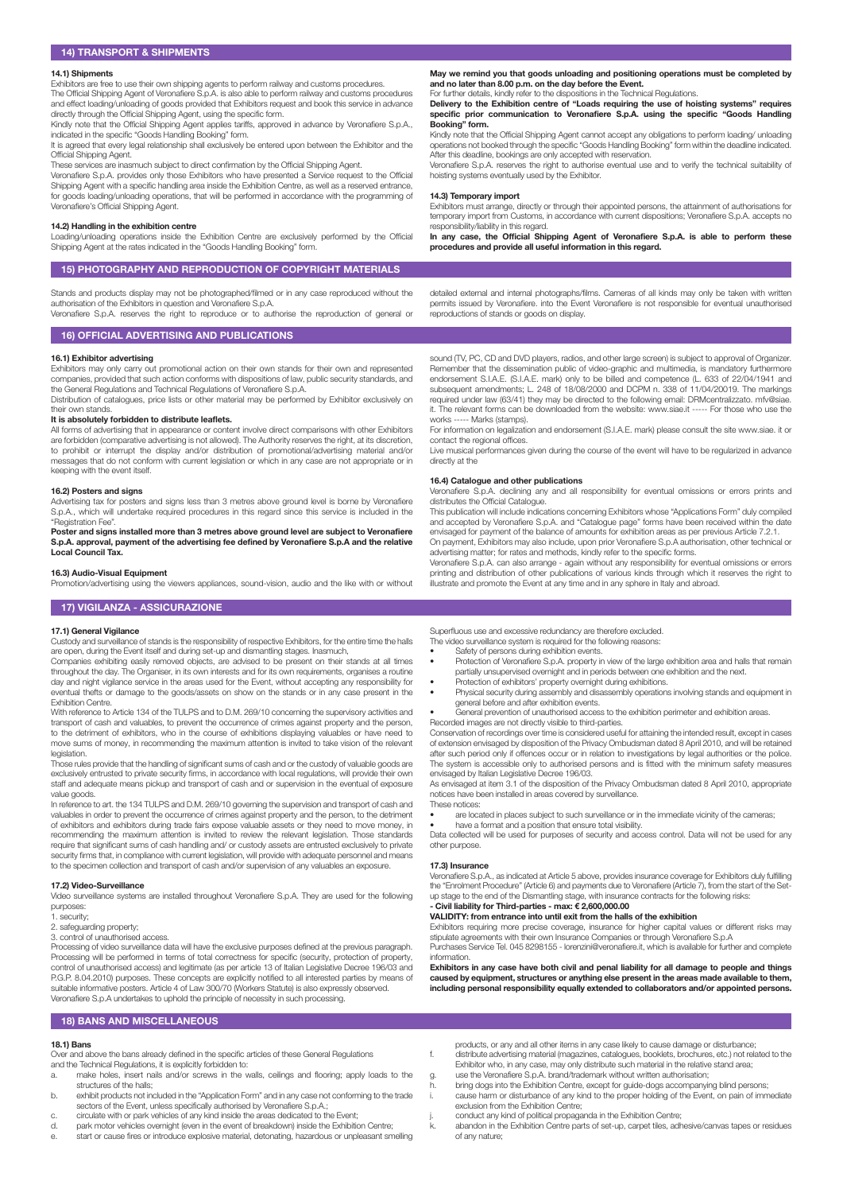## 14) TRANSPORT & SHIPMENTS

### 14.1) Shipments

Exhibitors are free to use their own shipping agents to perform railway and customs procedures.

The Official Shipping Agent of Veronafiere S.p.A. is also able to perform railway and customs procedures and effect loading/unloading of goods provided that Exhibitors request and book this service in advance directly through the Official Shipping Agent, using the specific form.

Kindly note that the Official Shipping Agent applies tariffs, approved in advance by Veronafiere S.p.A., indicated in the specific "Goods Handling Booking" form.

It is agreed that every legal relationship shall exclusively be entered upon between the Exhibitor and the Official Shipping Agent.

These services are inasmuch subject to direct confirmation by the Official Shipping Agent.

Veronafiere S.p.A. provides only those Exhibitors who have presented a Service request to the Official Shipping Agent with a specific handling area inside the Exhibition Centre, as well as a reserved entrance, for goods loading/unloading operations, that will be performed in accordance with the programming of Veronafiere's Official Shipping Agent.

### 14.2) Handling in the exhibition centre

Loading/unloading operations inside the Exhibition Centre are exclusively performed by the Official Shipping Agent at the rates indicated in the "Goods Handling Booking" form.

**May we remind you that goods unloading and positioning operations must be completed by and no later than 8.00 p.m. on the day before the Event.**

For further details, kindly refer to the dispositions in the Technical Regulations.

**Delivery to the Exhibition centre of "Loads requiring the use of hoisting systems" requires specific prior communication to Veronafiere S.p.A. using the specific "Goods Handling Booking" form.**

Kindly note that the Official Shipping Agent cannot accept any obligations to perform loading/ unloading operations not booked through the specific "Goods Handling Booking" form within the deadline indicated. After this deadline, bookings are only accepted with reservation.

Veronafiere S.p.A. reserves the right to authorise eventual use and to verify the technical suitability of hoisting systems eventually used by the Exhibitor.

### 14.3) Temporary import

Exhibitors must arrange, directly or through their appointed persons, the attainment of authorisations for temporary import from Customs, in accordance with current dispositions; Veronafiere S.p.A. accepts no responsibility/liability in this regard.

**In any case, the Official Shipping Agent of Veronafiere S.p.A. is able to perform these procedures and provide all useful information in this regard.**

## 15) PHOTOGRAPHY AND REPRODUCTION OF COPYRIGHT MATERIALS

Stands and products display may not be photographed/filmed or in any case reproduced without the authorisation of the Exhibitors in question and Veronafiere S.p.A.

Veronafiere S.p.A. reserves the right to reproduce or to authorise the reproduction of general or detailed external and internal photographs/films. Cameras of all kinds may only be taken with written permits issued by Veronafiere. into the Event Veronafiere is not responsible for eventual unauthorised reproductions of stands or goods on display.

## 16) OFFICIAL ADVERTISING AND PUBLICATIONS

### 16.1) Exhibitor advertising

Exhibitors may only carry out promotional action on their own stands for their own and represented companies, provided that such action conforms with dispositions of law, public security standards, and the General Regulations and Technical Regulations of Veronafiere S.p.A.

Distribution of catalogues, price lists or other material may be performed by Exhibitor exclusively on their own stands.

**It is absolutely forbidden to distribute leaflets.**

All forms of advertising that in appearance or content involve direct comparisons with other Exhibitors are forbidden (comparative advertising is not allowed). The Authority reserves the right, at its discretion, to prohibit or interrupt the display and/or distribution of promotional/advertising material and/or messages that do not conform with current legislation or which in any case are not appropriate or in keeping with the event itself.

### 16.2) Posters and signs

Advertising tax for posters and signs less than 3 metres above ground level is borne by Veronafiere S.p.A., which will undertake required procedures in this regard since this service is included in the "Registration Fee".

**Poster and signs installed more than 3 metres above ground level are subject to Veronafiere S.p.A. approval, payment of the advertising fee defined by Veronafiere S.p.A and the relative Local Council Tax.**

### 16.3) Audio-Visual Equipment

Promotion/advertising using the viewers appliances, sound-vision, audio and the like with or without sound (TV, PC, CD and DVD players, radios, and other large screen) is subject to approval of Organizer. Remember that the dissemination public of video-graphic and multimedia, is mandatory furthermore endorsement S.I.A.E. (S.I.A.E. mark) only to be billed and competence (L. 633 of 22/04/1941 and subsequent amendments; L. 248 of 18/08/2000 and DCPM n. 338 of 11/04/20019. The markings required under law (63/41) they may be directed to the following email: DRMcentralizzato. mfv@siae. it. The relevant forms can be downloaded from the website: www.siae.it ----- For those who use the works ----- Marks (stamps).

For information on legalization and endorsement (S.I.A.E. mark) please consult the site www.siae. it or contact the regional offices.

Live musical performances given during the course of the event will have to be regularized in advance directly at the

### 16.4) Catalogue and other publications

Veronafiere S.p.A. declining any and all responsibility for eventual omissions or errors prints and distributes the Official Catalogue.

This publication will include indications concerning Exhibitors whose "Applications Form" duly compiled and accepted by Veronafiere S.p.A. and "Catalogue page" forms have been received within the date envisaged for payment of the balance of amounts for exhibition areas as per previous Article 7.2.1.

On payment, Exhibitors may also include, upon prior Veronafiere S.p.A authorisation, other technical or advertising matter; for rates and methods, kindly refer to the specific forms.

Veronafiere S.p.A. can also arrange - again without any responsibility for eventual omissions or errors printing and distribution of other publications of various kinds through which it reserves the right to illustrate and promote the Event at any time and in any sphere in Italy and abroad.

## 17) VIGILANZA - ASSICURAZIONE

### 17.1) General Vigilance

Custody and surveillance of stands is the responsibility of respective Exhibitors, for the entire time the halls are open, during the Event itself and during set-up and dismantling stages. Inasmuch,

Companies exhibiting easily removed objects, are advised to be present on their stands at all times throughout the day. The Organiser, in its own interests and for its own requirements, organises a routine day and night vigilance service in the areas used for the Event, without accepting any responsibility for eventual thefts or damage to the goods/assets on show on the stands or in any case present in the Exhibition Centre.

With reference to Article 134 of the TULPS and to D.M. 269/10 concerning the supervisory activities and transport of cash and valuables, to prevent the occurrence of crimes against property and the person, to the detriment of exhibitors, who in the course of exhibitions displaying valuables or have need to move sums of money, in recommending the maximum attention is invited to take vision of the relevant legislation.

Those rules provide that the handling of significant sums of cash and or the custody of valuable goods are exclusively entrusted to private security firms, in accordance with local regulations, will provide their own staff and adequate means pickup and transport of cash and or supervision in the eventual of exposure value goods.

In reference to art. the 134 TULPS and D.M. 269/10 governing the supervision and transport of cash and valuables in order to prevent the occurrence of crimes against property and the person, to the detriment of exhibitors and exhibitors during trade fairs expose valuable assets or they need to move money, in recommending the maximum attention is invited to review the relevant legislation. Those standards require that significant sums of cash handling and/ or custody assets are entrusted exclusively to private security firms that, in compliance with current legislation, will provide with adequate personnel and means to the specimen collection and transport of cash and/or supervision of any valuables an exposure.

### 17.2) Video-Surveillance

Video surveillance systems are installed throughout Veronafiere S.p.A. They are used for the following purposes:

1. security;
2. safeguarding property;
3. control of unauthorised access.

Processing of video surveillance data will have the exclusive purposes defined at the previous paragraph. Processing will be performed in terms of total correctness for specific (security, protection of property, control of unauthorised access) and legitimate (as per article 13 of Italian Legislative Decree 196/03 and P.G.P. 8.04.2010) purposes. These concepts are explicitly notified to all interested parties by means of suitable informative posters. Article 4 of Law 300/70 (Workers Statute) is also expressly observed. Veronafiere S.p.A undertakes to uphold the principle of necessity in such processing.

Superfluous use and excessive redundancy are therefore excluded.

The video surveillance system is required for the following reasons:

- Safety of persons during exhibition events.
- Protection of Veronafiere S.p.A. property in view of the large exhibition area and halls that remain partially unsupervised overnight and in periods between one exhibition and the next.
- Protection of exhibitors' property overnight during exhibitions.
- Physical security during assembly and disassembly operations involving stands and equipment in general before and after exhibition events.
- General prevention of unauthorised access to the exhibition perimeter and exhibition areas.

Recorded images are not directly visible to third-parties.

Conservation of recordings over time is considered useful for attaining the intended result, except in cases of extension envisaged by disposition of the Privacy Ombudsman dated 8 April 2010, and will be retained after such period only if offences occur or in relation to investigations by legal authorities or the police. The system is accessible only to authorised persons and is fitted with the minimum safety measures envisaged by Italian Legislative Decree 196/03.

As envisaged at item 3.1 of the disposition of the Privacy Ombudsman dated 8 April 2010, appropriate notices have been installed in areas covered by surveillance.

These notices:

- are located in places subject to such surveillance or in the immediate vicinity of the cameras;
- have a format and a position that ensure total visibility.

Data collected will be used for purposes of security and access control. Data will not be used for any other purpose.

### 17.3) Insurance

Veronafiere S.p.A., as indicated at Article 5 above, provides insurance coverage for Exhibitors duly fulfilling the "Enrolment Procedure" (Article 6) and payments due to Veronafiere (Article 7), from the start of the Set-up stage to the end of the Dismantling stage, with insurance contracts for the following risks:

**- Civil liability for Third-parties - max: € 2,600,000.00**

**VALIDITY: from entrance into until exit from the halls of the exhibition**

Exhibitors requiring more precise coverage, insurance for higher capital values or different risks may stipulate agreements with their own Insurance Companies or through Veronafiere S.p.A

Purchases Service Tel. 045 8298155 - lorenzini@veronafiere.it, which is available for further and complete information.

**Exhibitors in any case have both civil and penal liability for all damage to people and things caused by equipment, structures or anything else present in the areas made available to them, including personal responsibility equally extended to collaborators and/or appointed persons.**

## 18) BANS AND MISCELLANEOUS

### 18.1) Bans

Over and above the bans already defined in the specific articles of these General Regulations and the Technical Regulations, it is explicitly forbidden to:

a. make holes, insert nails and/or screws in the walls, ceilings and flooring; apply loads to the structures of the halls;
b. exhibit products not included in the "Application Form" and in any case not conforming to the trade sectors of the Event, unless specifically authorised by Veronafiere S.p.A.;
c. circulate with or park vehicles of any kind inside the areas dedicated to the Event;
d. park motor vehicles overnight (even in the event of breakdown) inside the Exhibition Centre;
e. start or cause fires or introduce explosive material, detonating, hazardous or unpleasant smelling products, or any and all other items in any case likely to cause damage or disturbance;
f. distribute advertising material (magazines, catalogues, booklets, brochures, etc.) not related to the Exhibitor who, in any case, may only distribute such material in the relative stand area;
g. use the Veronafiere S.p.A. brand/trademark without written authorisation;
h. bring dogs into the Exhibition Centre, except for guide-dogs accompanying blind persons;
i. cause harm or disturbance of any kind to the proper holding of the Event, on pain of immediate exclusion from the Exhibition Centre;
j. conduct any kind of political propaganda in the Exhibition Centre;
k. abandon in the Exhibition Centre parts of set-up, carpet tiles, adhesive/canvas tapes or residues of any nature;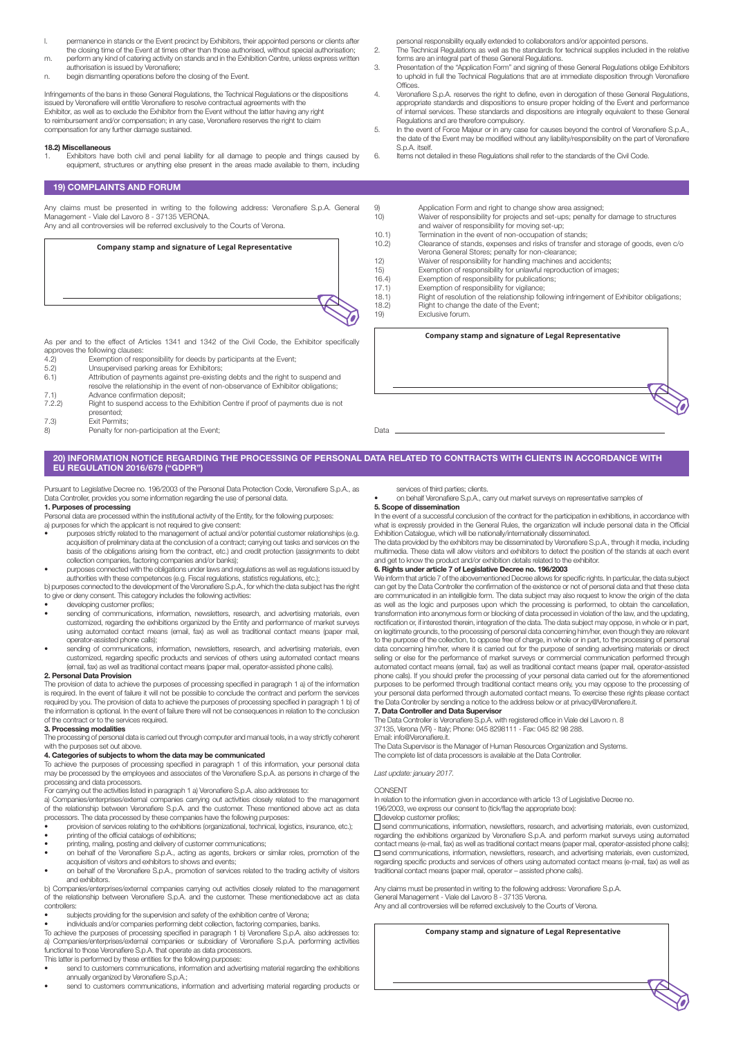l. permanence in stands or the Event precinct by Exhibitors, their appointed persons or clients after the closing time of the Event at times other than those authorised, without special authorisation;
m. perform any kind of catering activity on stands and in the Exhibition Centre, unless express written authorisation is issued by Veronafiere;
n. begin dismantling operations before the closing of the Event.

Infringements of the bans in these General Regulations, the Technical Regulations or the dispositions issued by Veronafiere will entitle Veronafiere to resolve contractual agreements with the Exhibitor, as well as to exclude the Exhibitor from the Event without the latter having any right to reimbursement and/or compensation; in any case, Veronafiere reserves the right to claim compensation for any further damage sustained.

**18.2) Miscellaneous**

1. Exhibitors have both civil and penal liability for all damage to people and things caused by equipment, structures or anything else present in the areas made available to them, including personal responsibility equally extended to collaborators and/or appointed persons.
2. The Technical Regulations as well as the standards for technical supplies included in the relative forms are an integral part of these General Regulations.
3. Presentation of the "Application Form" and signing of these General Regulations oblige Exhibitors to uphold in full the Technical Regulations that are at immediate disposition through Veronafiere Offices.
4. Veronafiere S.p.A. reserves the right to define, even in derogation of these General Regulations, appropriate standards and dispositions to ensure proper holding of the Event and performance of internal services. These standards and dispositions are integrally equivalent to these General Regulations and are therefore compulsory.
5. In the event of Force Majeur or in any case for causes beyond the control of Veronafiere S.p.A., the date of the Event may be modified without any liability/responsibility on the part of Veronafiere S.p.A. itself.
6. Items not detailed in these Regulations shall refer to the standards of the Civil Code.

## 19) COMPLAINTS AND FORUM

Any claims must be presented in writing to the following address: Veronafiere S.p.A. General Management - Viale del Lavoro 8 - 37135 VERONA.
Any and all controversies will be referred exclusively to the Courts of Verona.

**Company stamp and signature of Legal Representative**

As per and to the effect of Articles 1341 and 1342 of the Civil Code, the Exhibitor specifically approves the following clauses:

- 4.2) Exemption of responsibility for deeds by participants at the Event;
- 5.2) Unsupervised parking areas for Exhibitors;
- 6.1) Attribution of payments against pre-existing debts and the right to suspend and resolve the relationship in the event of non-observance of Exhibitor obligations;
- 7.1) Advance confirmation deposit;
- 7.2.2) Right to suspend access to the Exhibition Centre if proof of payments due is not presented;
- 7.3) Exit Permits;
- 8) Penalty for non-participation at the Event;
- 9) Application Form and right to change show area assigned;
- 10) Waiver of responsibility for projects and set-ups; penalty for damage to structures and waiver of responsibility for moving set-up;
- 10.1) Termination in the event of non-occupation of stands;
- 10.2) Clearance of stands, expenses and risks of transfer and storage of goods, even c/o Verona General Stores; penalty for non-clearance;
- 12) Waiver of responsibility for handling machines and accidents;
- 15) Exemption of responsibility for unlawful reproduction of images;
- 16.4) Exemption of responsibility for publications;
- 17.1) Exemption of responsibility for vigilance;
- 18.1) Right of resolution of the relationship following infringement of Exhibitor obligations;
- 18.2) Right to change the date of the Event;
- 19) Exclusive forum.

**Company stamp and signature of Legal Representative**

Data

## 20) INFORMATION NOTICE REGARDING THE PROCESSING OF PERSONAL DATA RELATED TO CONTRACTS WITH CLIENTS IN ACCORDANCE WITH EU REGULATION 2016/679 ("GDPR")

Pursuant to Legislative Decree no. 196/2003 of the Personal Data Protection Code, Veronafiere S.p.A., as Data Controller, provides you some information regarding the use of personal data.

**1. Purposes of processing**

Personal data are processed within the institutional activity of the Entity, for the following purposes:
a) purposes for which the applicant is not required to give consent:

- purposes strictly related to the management of actual and/or potential customer relationships (e.g. acquisition of preliminary data at the conclusion of a contract; carrying out tasks and services on the basis of the obligations arising from the contract, etc.) and credit protection (assignments to debt collection companies, factoring companies and/or banks);
- purposes connected with the obligations under laws and regulations as well as regulations issued by authorities with these competences (e.g. Fiscal regulations, statistics regulations, etc.);

b) purposes connected to the development of the Veronafiere S.p.A., for which the data subject has the right to give or deny consent. This category includes the following activities:

- developing customer profiles;
- sending of communications, information, newsletters, research, and advertising materials, even customized, regarding the exhibitions organized by the Entity and performance of market surveys using automated contact means (email, fax) as well as traditional contact means (paper mail, operator-assisted phone calls);
- sending of communications, information, newsletters, research, and advertising materials, even customized, regarding specific products and services of others using automated contact means (email, fax) as well as traditional contact means (paper mail, operator-assisted phone calls).

**2. Personal Data Provision**

The provision of data to achieve the purposes of processing specified in paragraph 1 a) of the information is required. In the event of failure it will not be possible to conclude the contract and perform the services required by you. The provision of data to achieve the purposes of processing specified in paragraph 1 b) of the information is optional. In the event of failure there will not be consequences in relation to the conclusion of the contract or to the services required.

**3. Processing modalities**

The processing of personal data is carried out through computer and manual tools, in a way strictly coherent with the purposes set out above.

**4. Categories of subjects to whom the data may be communicated**

To achieve the purposes of processing specified in paragraph 1 of this information, your personal data may be processed by the employees and associates of the Veronafiere S.p.A. as persons in charge of the processing and data processors.

For carrying out the activities listed in paragraph 1 a) Veronafiere S.p.A. also addresses to:

a) Companies/enterprises/external companies carrying out activities closely related to the management of the relationship between Veronafiere S.p.A. and the customer. These mentioned above act as data processors. The data processed by these companies have the following purposes:

- provision of services relating to the exhibitions (organizational, technical, logistics, insurance, etc.);
- printing of the official catalogs of exhibitions;
- printing, mailing, posting and delivery of customer communications;
- on behalf of the Veronafiere S.p.A., acting as agents, brokers or similar roles, promotion of the acquisition of visitors and exhibitors to shows and events;
- on behalf of the Veronafiere S.p.A., promotion of services related to the trading activity of visitors and exhibitors.

b) Companies/enterprises/external companies carrying out activities closely related to the management of the relationship between Veronafiere S.p.A. and the customer. These mentionedabove act as data controllers:

- subjects providing for the supervision and safety of the exhibition centre of Verona;
- individuals and/or companies performing debt collection, factoring companies, banks.

To achieve the purposes of processing specified in paragraph 1 b) Veronafiere S.p.A. also addresses to: a) Companies/enterprises/external companies or subsidiary of Veronafiere S.p.A. performing activities functional to those Veronafiere S.p.A. that operate as data processors.

This latter is performed by these entities for the following purposes:

- send to customers communications, information and advertising material regarding the exhibitions annually organized by Veronafiere S.p.A.;
- send to customers communications, information and advertising material regarding products or services of third parties; clients.
- on behalf Veronafiere S.p.A., carry out market surveys on representative samples of

**5. Scope of dissemination**

In the event of a successful conclusion of the contract for the participation in exhibitions, in accordance with what is expressly provided in the General Rules, the organization will include personal data in the Official Exhibition Catalogue, which will be nationally/internationally disseminated.

The data provided by the exhibitors may be disseminated by Veronafiere S.p.A., through it media, including multimedia. These data will allow visitors and exhibitors to detect the position of the stands at each event and get to know the product and/or exhibition details related to the exhibitor.

**6. Rights under article 7 of Legislative Decree no. 196/2003**

We inform that article 7 of the abovementioned Decree allows for specific rights. In particular, the data subject can get by the Data Controller the confirmation of the existence or not of personal data and that these data are communicated in an intelligible form. The data subject may also request to know the origin of the data as well as the logic and purposes upon which the processing is performed, to obtain the cancellation, transformation into anonymous form or blocking of data processed in violation of the law, and the updating, rectification or, if interested therein, integration of the data. The data subject may oppose, in whole or in part, on legitimate grounds, to the processing of personal data concerning him/her, even though they are relevant to the purpose of the collection, to oppose free of charge, in whole or in part, to the processing of personal data concerning him/her, where it is carried out for the purpose of sending advertising materials or direct selling or else for the performance of market surveys or commercial communication performed through automated contact means (email, fax) as well as traditional contact means (paper mail, operator-assisted phone calls). If you should prefer the processing of your personal data carried out for the aforementioned purposes to be performed through traditional contact means only, you may oppose to the processing of your personal data performed through automated contact means. To exercise these rights please contact the Data Controller by sending a notice to the address below or at privacy@Veronafiere.it.

**7. Data Controller and Data Supervisor**

The Data Controller is Veronafiere S.p.A. with registered office in Viale del Lavoro n. 8
37135, Verona (VR) - Italy; Phone: 045 8298111 - Fax: 045 82 98 288.
Email: info@Veronafiere.it.

The Data Supervisor is the Manager of Human Resources Organization and Systems.
The complete list of data processors is available at the Data Controller.

*Last update: january 2017.*

CONSENT

In relation to the information given in accordance with article 13 of Legislative Decree no. 196/2003, we express our consent to (tick/flag the appropriate box):

☐ develop customer profiles;

☐ send communications, information, newsletters, research, and advertising materials, even customized, regarding the exhibitions organized by Veronafiere S.p.A. and perform market surveys using automated contact means (e-mail, fax) as well as traditional contact means (paper mail, operator-assisted phone calls);

☐ send communications, information, newsletters, research, and advertising materials, even customized, regarding specific products and services of others using automated contact means (e-mail, fax) as well as traditional contact means (paper mail, operator – assisted phone calls).

Any claims must be presented in writing to the following address: Veronafiere S.p.A.
General Management - Viale del Lavoro 8 - 37135 Verona.
Any and all controversies will be referred exclusively to the Courts of Verona.

**Company stamp and signature of Legal Representative**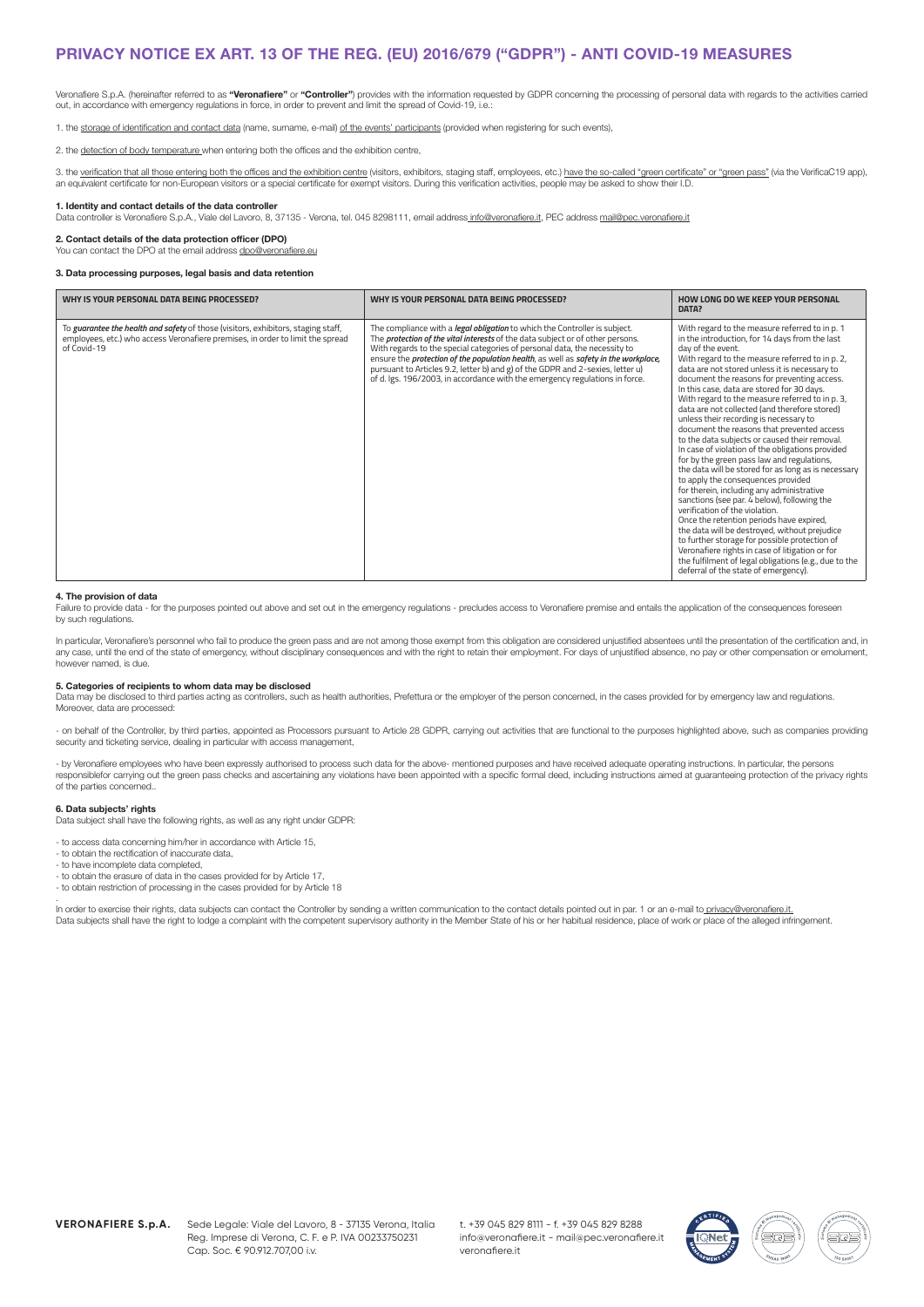# PRIVACY NOTICE EX ART. 13 OF THE REG. (EU) 2016/679 ("GDPR") - ANTI COVID-19 MEASURES

Veronafiere S.p.A. (hereinafter referred to as **"Veronafiere"** or **"Controller"**) provides with the information requested by GDPR concerning the processing of personal data with regards to the activities carried out, in accordance with emergency regulations in force, in order to prevent and limit the spread of Covid-19, i.e.:

1. the storage of identification and contact data (name, surname, e-mail) of the events' participants (provided when registering for such events),

2. the detection of body temperature when entering both the offices and the exhibition centre,

3. the verification that all those entering both the offices and the exhibition centre (visitors, exhibitors, staging staff, employees, etc.) have the so-called "green certificate" or "green pass" (via the VerificaC19 app), an equivalent certificate for non-European visitors or a special certificate for exempt visitors. During this verification activities, people may be asked to show their I.D.

### 1. Identity and contact details of the data controller

Data controller is Veronafiere S.p.A., Viale del Lavoro, 8, 37135 - Verona, tel. 045 8298111, email address info@veronafiere.it, PEC address mail@pec.veronafiere.it

### 2. Contact details of the data protection officer (DPO)

You can contact the DPO at the email address dpo@veronafiere.eu

### 3. Data processing purposes, legal basis and data retention

| WHY IS YOUR PERSONAL DATA BEING PROCESSED? | WHY IS YOUR PERSONAL DATA BEING PROCESSED? | HOW LONG DO WE KEEP YOUR PERSONAL DATA? |
|---|---|---|
| To *guarantee the health and safety* of those (visitors, exhibitors, staging staff, employees, etc.) who access Veronafiere premises, in order to limit the spread of Covid-19 | The compliance with a *legal obligation* to which the Controller is subject. The *protection of the vital interests* of the data subject or of other persons. With regards to the special categories of personal data, the necessity to ensure the *protection of the population health*, as well as *safety in the workplace*, pursuant to Articles 9.2, letter b) and g) of the GDPR and 2-sexies, letter u) of d. lgs. 196/2003, in accordance with the emergency regulations in force. | With regard to the measure referred to in p. 1 in the introduction, for 14 days from the last day of the event. With regard to the measure referred to in p. 2, data are not stored unless it is necessary to document the reasons for preventing access. In this case, data are stored for 30 days. With regard to the measure referred to in p. 3, data are not collected (and therefore stored) unless their recording is necessary to document the reasons that prevented access to the data subjects or caused their removal. In case of violation of the obligations provided for by the green pass law and regulations, the data will be stored for as long as is necessary to apply the consequences provided for therein, including any administrative sanctions (see par. 4 below), following the verification of the violation. Once the retention periods have expired, the data will be destroyed, without prejudice to further storage for possible protection of Veronafiere rights in case of litigation or for the fulfilment of legal obligations (e.g., due to the deferral of the state of emergency). |

### 4. The provision of data

Failure to provide data - for the purposes pointed out above and set out in the emergency regulations - precludes access to Veronafiere premise and entails the application of the consequences foreseen by such regulations.

In particular, Veronafiere's personnel who fail to produce the green pass and are not among those exempt from this obligation are considered unjustified absentees until the presentation of the certification and, in any case, until the end of the state of emergency, without disciplinary consequences and with the right to retain their employment. For days of unjustified absence, no pay or other compensation or emolument, however named, is due.

### 5. Categories of recipients to whom data may be disclosed

Data may be disclosed to third parties acting as controllers, such as health authorities, Prefettura or the employer of the person concerned, in the cases provided for by emergency law and regulations. Moreover, data are processed:

- on behalf of the Controller, by third parties, appointed as Processors pursuant to Article 28 GDPR, carrying out activities that are functional to the purposes highlighted above, such as companies providing security and ticketing service, dealing in particular with access management,

- by Veronafiere employees who have been expressly authorised to process such data for the above- mentioned purposes and have received adequate operating instructions. In particular, the persons responsiblefor carrying out the green pass checks and ascertaining any violations have been appointed with a specific formal deed, including instructions aimed at guaranteeing protection of the privacy rights of the parties concerned..

### 6. Data subjects' rights

Data subject shall have the following rights, as well as any right under GDPR:

- to access data concerning him/her in accordance with Article 15,
- to obtain the rectification of inaccurate data,
- to have incomplete data completed,
- to obtain the erasure of data in the cases provided for by Article 17,
- to obtain restriction of processing in the cases provided for by Article 18

In order to exercise their rights, data subjects can contact the Controller by sending a written communication to the contact details pointed out in par. 1 or an e-mail to privacy@veronafiere.it.
Data subjects shall have the right to lodge a complaint with the competent supervisory authority in the Member State of his or her habitual residence, place of work or place of the alleged infringement.

**VERONAFIERE S.p.A.** Sede Legale: Viale del Lavoro, 8 - 37135 Verona, Italia
Reg. Imprese di Verona, C. F. e P. IVA 00233750231
Cap. Soc. € 90.912.707,00 i.v.

t. +39 045 829 8111 - f. +39 045 829 8288
info@veronafiere.it - mail@pec.veronafiere.it
veronafiere.it